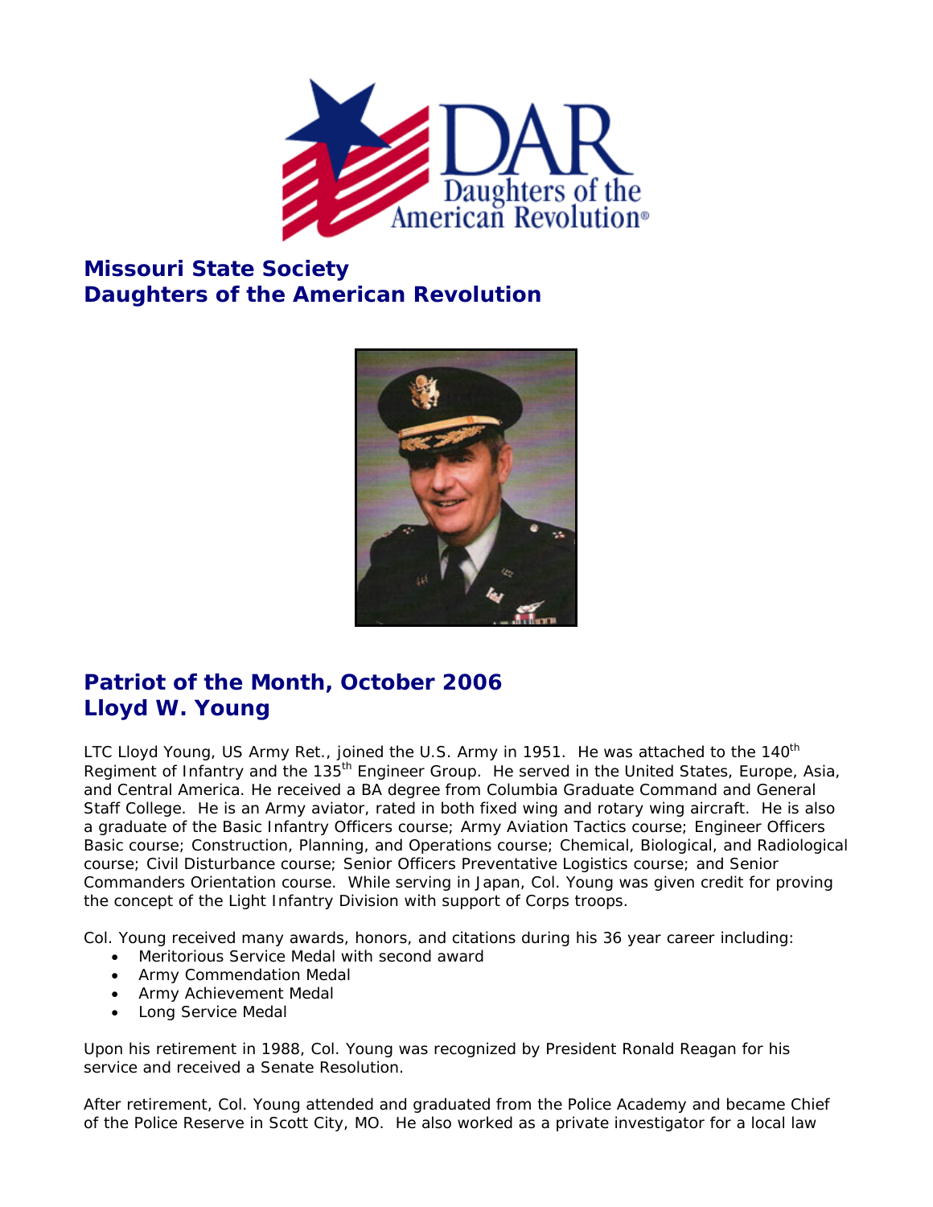## Missouri State Society
## Daughters of the American Revolution

## Patriot of the Month, October 2006
## Lloyd W. Young

LTC Lloyd Young, US Army Ret., joined the U.S. Army in 1951. He was attached to the 140th Regiment of Infantry and the 135th Engineer Group. He served in the United States, Europe, Asia, and Central America. He received a BA degree from Columbia Graduate Command and General Staff College. He is an Army aviator, rated in both fixed wing and rotary wing aircraft. He is also a graduate of the Basic Infantry Officers course; Army Aviation Tactics course; Engineer Officers Basic course; Construction, Planning, and Operations course; Chemical, Biological, and Radiological course; Civil Disturbance course; Senior Officers Preventative Logistics course; and Senior Commanders Orientation course. While serving in Japan, Col. Young was given credit for proving the concept of the Light Infantry Division with support of Corps troops.

Col. Young received many awards, honors, and citations during his 36 year career including:

- Meritorious Service Medal with second award
- Army Commendation Medal
- Army Achievement Medal
- Long Service Medal

Upon his retirement in 1988, Col. Young was recognized by President Ronald Reagan for his service and received a Senate Resolution.

After retirement, Col. Young attended and graduated from the Police Academy and became Chief of the Police Reserve in Scott City, MO. He also worked as a private investigator for a local law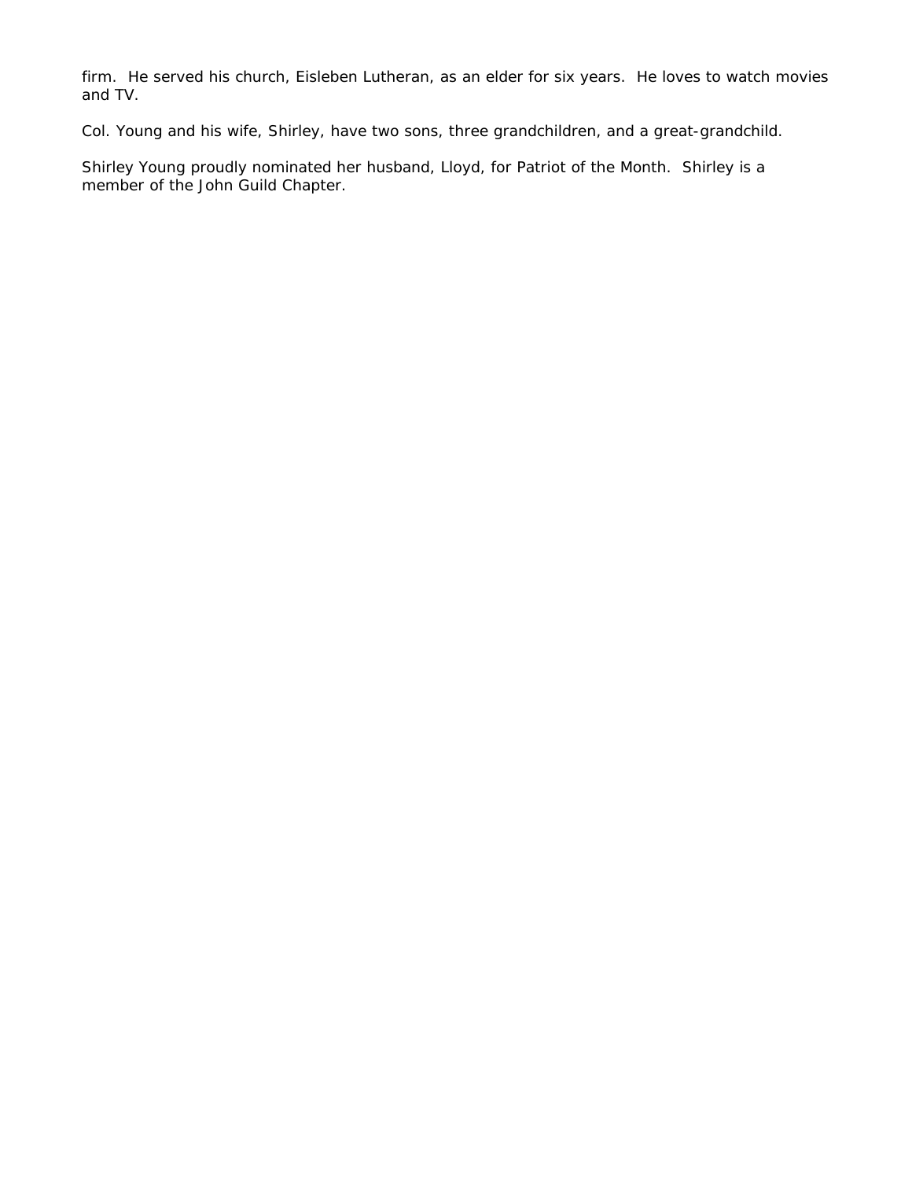firm. He served his church, Eisleben Lutheran, as an elder for six years. He loves to watch movies and TV.

Col. Young and his wife, Shirley, have two sons, three grandchildren, and a great-grandchild.

Shirley Young proudly nominated her husband, Lloyd, for Patriot of the Month. Shirley is a member of the John Guild Chapter.